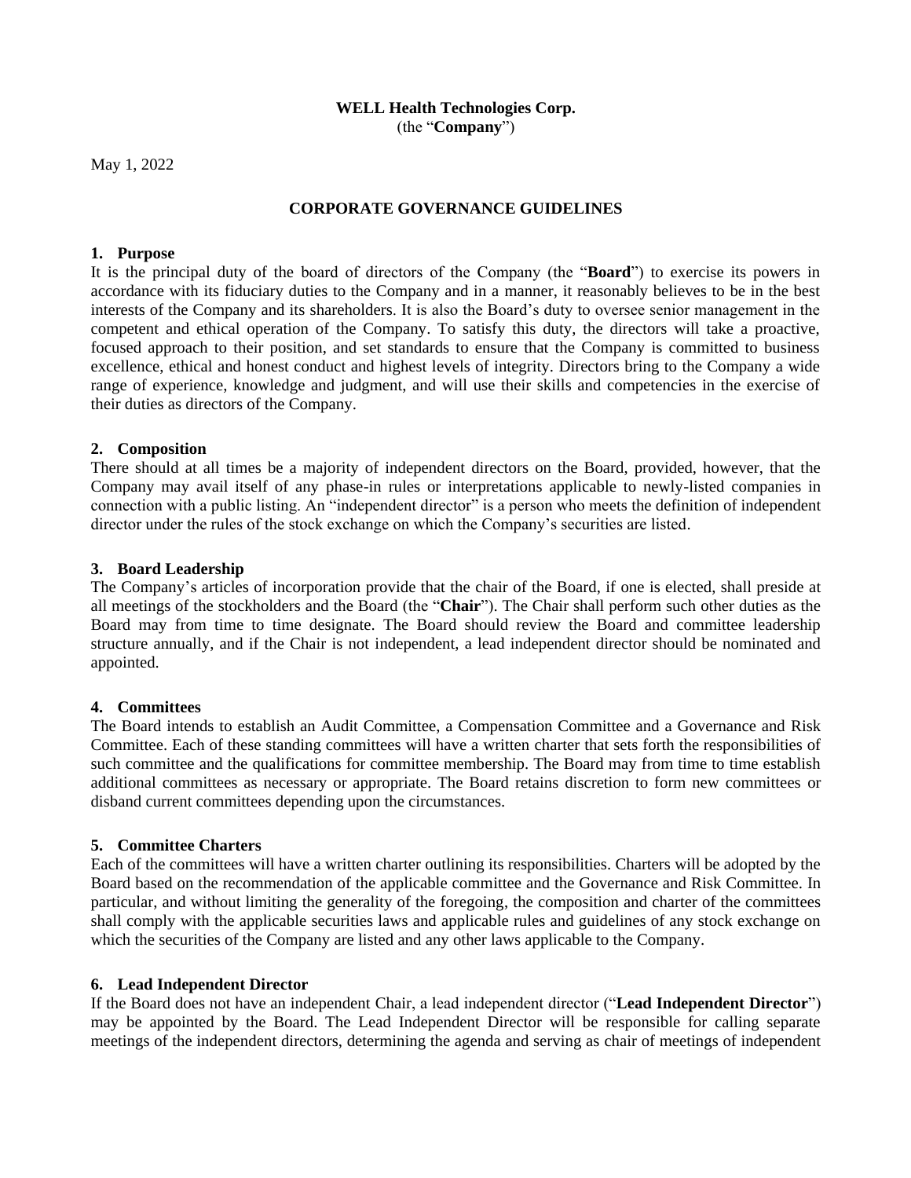**WELL Health Technologies Corp.**
(the "**Company**")

May 1, 2022

## CORPORATE GOVERNANCE GUIDELINES

### 1. Purpose

It is the principal duty of the board of directors of the Company (the "**Board**") to exercise its powers in accordance with its fiduciary duties to the Company and in a manner, it reasonably believes to be in the best interests of the Company and its shareholders. It is also the Board's duty to oversee senior management in the competent and ethical operation of the Company. To satisfy this duty, the directors will take a proactive, focused approach to their position, and set standards to ensure that the Company is committed to business excellence, ethical and honest conduct and highest levels of integrity. Directors bring to the Company a wide range of experience, knowledge and judgment, and will use their skills and competencies in the exercise of their duties as directors of the Company.

### 2. Composition

There should at all times be a majority of independent directors on the Board, provided, however, that the Company may avail itself of any phase-in rules or interpretations applicable to newly-listed companies in connection with a public listing. An "independent director" is a person who meets the definition of independent director under the rules of the stock exchange on which the Company's securities are listed.

### 3. Board Leadership

The Company's articles of incorporation provide that the chair of the Board, if one is elected, shall preside at all meetings of the stockholders and the Board (the "**Chair**"). The Chair shall perform such other duties as the Board may from time to time designate. The Board should review the Board and committee leadership structure annually, and if the Chair is not independent, a lead independent director should be nominated and appointed.

### 4. Committees

The Board intends to establish an Audit Committee, a Compensation Committee and a Governance and Risk Committee. Each of these standing committees will have a written charter that sets forth the responsibilities of such committee and the qualifications for committee membership. The Board may from time to time establish additional committees as necessary or appropriate. The Board retains discretion to form new committees or disband current committees depending upon the circumstances.

### 5. Committee Charters

Each of the committees will have a written charter outlining its responsibilities. Charters will be adopted by the Board based on the recommendation of the applicable committee and the Governance and Risk Committee. In particular, and without limiting the generality of the foregoing, the composition and charter of the committees shall comply with the applicable securities laws and applicable rules and guidelines of any stock exchange on which the securities of the Company are listed and any other laws applicable to the Company.

### 6. Lead Independent Director

If the Board does not have an independent Chair, a lead independent director ("**Lead Independent Director**") may be appointed by the Board. The Lead Independent Director will be responsible for calling separate meetings of the independent directors, determining the agenda and serving as chair of meetings of independent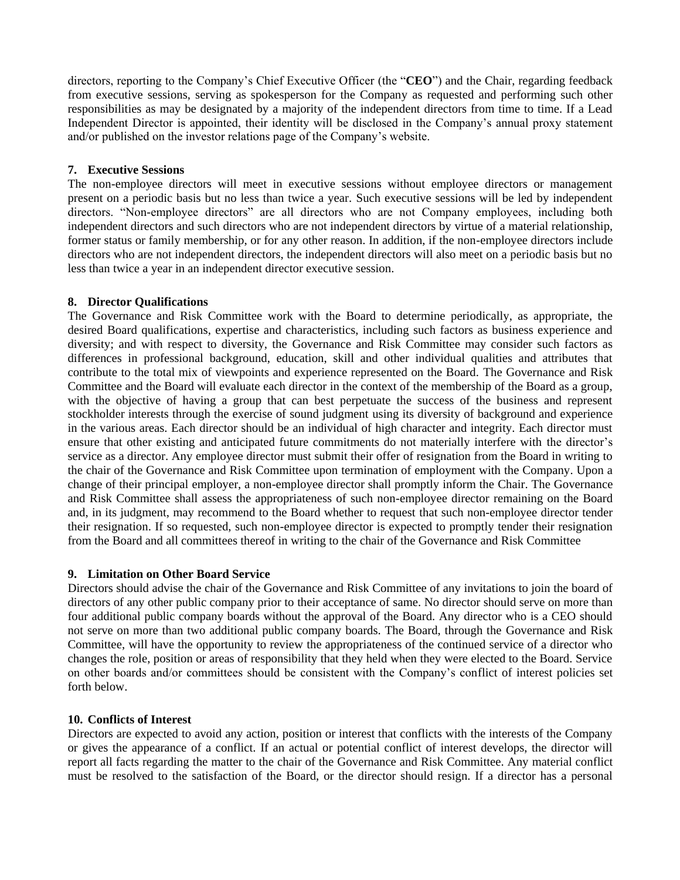directors, reporting to the Company's Chief Executive Officer (the "**CEO**") and the Chair, regarding feedback from executive sessions, serving as spokesperson for the Company as requested and performing such other responsibilities as may be designated by a majority of the independent directors from time to time. If a Lead Independent Director is appointed, their identity will be disclosed in the Company's annual proxy statement and/or published on the investor relations page of the Company's website.

### 7. Executive Sessions

The non-employee directors will meet in executive sessions without employee directors or management present on a periodic basis but no less than twice a year. Such executive sessions will be led by independent directors. "Non-employee directors" are all directors who are not Company employees, including both independent directors and such directors who are not independent directors by virtue of a material relationship, former status or family membership, or for any other reason. In addition, if the non-employee directors include directors who are not independent directors, the independent directors will also meet on a periodic basis but no less than twice a year in an independent director executive session.

### 8. Director Qualifications

The Governance and Risk Committee work with the Board to determine periodically, as appropriate, the desired Board qualifications, expertise and characteristics, including such factors as business experience and diversity; and with respect to diversity, the Governance and Risk Committee may consider such factors as differences in professional background, education, skill and other individual qualities and attributes that contribute to the total mix of viewpoints and experience represented on the Board. The Governance and Risk Committee and the Board will evaluate each director in the context of the membership of the Board as a group, with the objective of having a group that can best perpetuate the success of the business and represent stockholder interests through the exercise of sound judgment using its diversity of background and experience in the various areas. Each director should be an individual of high character and integrity. Each director must ensure that other existing and anticipated future commitments do not materially interfere with the director's service as a director. Any employee director must submit their offer of resignation from the Board in writing to the chair of the Governance and Risk Committee upon termination of employment with the Company. Upon a change of their principal employer, a non-employee director shall promptly inform the Chair. The Governance and Risk Committee shall assess the appropriateness of such non-employee director remaining on the Board and, in its judgment, may recommend to the Board whether to request that such non-employee director tender their resignation. If so requested, such non-employee director is expected to promptly tender their resignation from the Board and all committees thereof in writing to the chair of the Governance and Risk Committee

### 9. Limitation on Other Board Service

Directors should advise the chair of the Governance and Risk Committee of any invitations to join the board of directors of any other public company prior to their acceptance of same. No director should serve on more than four additional public company boards without the approval of the Board. Any director who is a CEO should not serve on more than two additional public company boards. The Board, through the Governance and Risk Committee, will have the opportunity to review the appropriateness of the continued service of a director who changes the role, position or areas of responsibility that they held when they were elected to the Board. Service on other boards and/or committees should be consistent with the Company's conflict of interest policies set forth below.

### 10. Conflicts of Interest

Directors are expected to avoid any action, position or interest that conflicts with the interests of the Company or gives the appearance of a conflict. If an actual or potential conflict of interest develops, the director will report all facts regarding the matter to the chair of the Governance and Risk Committee. Any material conflict must be resolved to the satisfaction of the Board, or the director should resign. If a director has a personal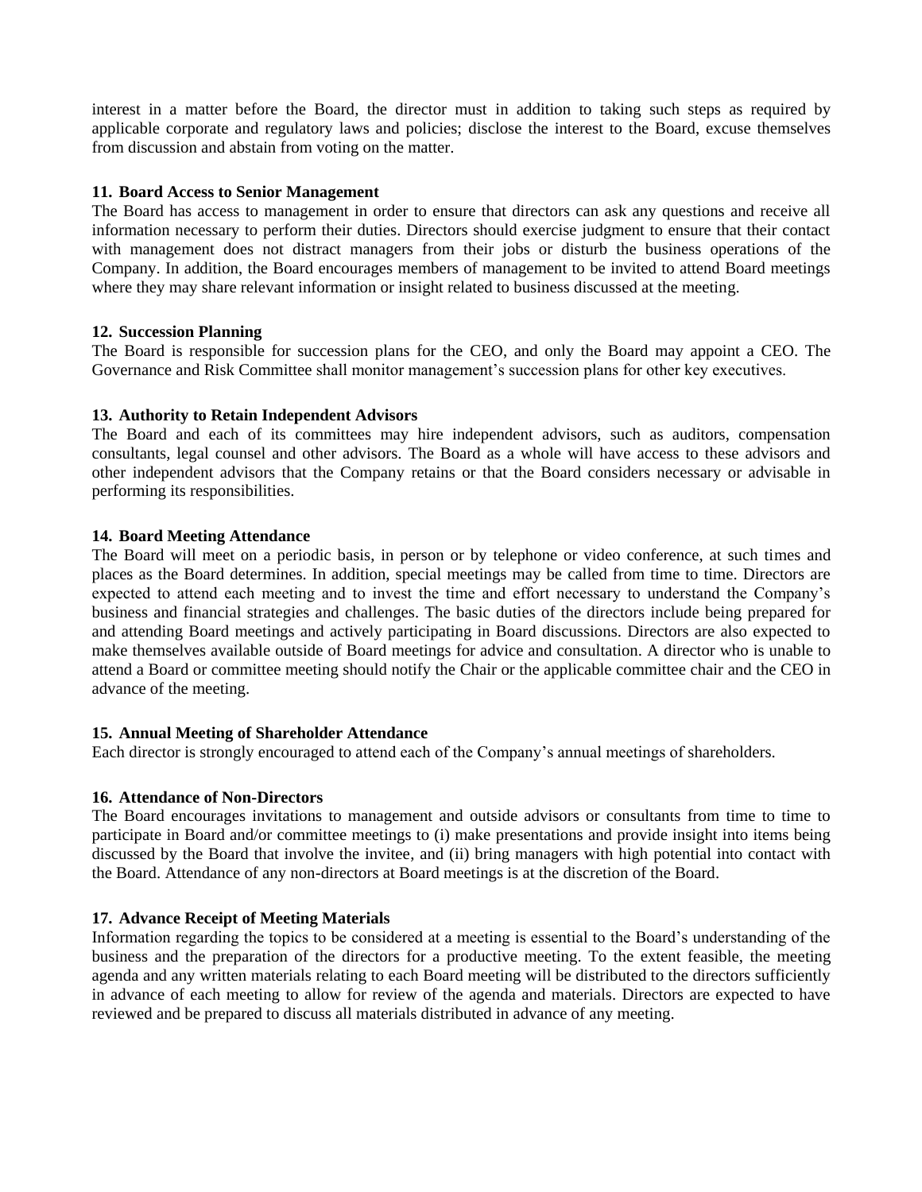interest in a matter before the Board, the director must in addition to taking such steps as required by applicable corporate and regulatory laws and policies; disclose the interest to the Board, excuse themselves from discussion and abstain from voting on the matter.

### 11. Board Access to Senior Management

The Board has access to management in order to ensure that directors can ask any questions and receive all information necessary to perform their duties. Directors should exercise judgment to ensure that their contact with management does not distract managers from their jobs or disturb the business operations of the Company. In addition, the Board encourages members of management to be invited to attend Board meetings where they may share relevant information or insight related to business discussed at the meeting.

### 12. Succession Planning

The Board is responsible for succession plans for the CEO, and only the Board may appoint a CEO. The Governance and Risk Committee shall monitor management's succession plans for other key executives.

### 13. Authority to Retain Independent Advisors

The Board and each of its committees may hire independent advisors, such as auditors, compensation consultants, legal counsel and other advisors. The Board as a whole will have access to these advisors and other independent advisors that the Company retains or that the Board considers necessary or advisable in performing its responsibilities.

### 14. Board Meeting Attendance

The Board will meet on a periodic basis, in person or by telephone or video conference, at such times and places as the Board determines. In addition, special meetings may be called from time to time. Directors are expected to attend each meeting and to invest the time and effort necessary to understand the Company's business and financial strategies and challenges. The basic duties of the directors include being prepared for and attending Board meetings and actively participating in Board discussions. Directors are also expected to make themselves available outside of Board meetings for advice and consultation. A director who is unable to attend a Board or committee meeting should notify the Chair or the applicable committee chair and the CEO in advance of the meeting.

### 15. Annual Meeting of Shareholder Attendance

Each director is strongly encouraged to attend each of the Company's annual meetings of shareholders.

### 16. Attendance of Non-Directors

The Board encourages invitations to management and outside advisors or consultants from time to time to participate in Board and/or committee meetings to (i) make presentations and provide insight into items being discussed by the Board that involve the invitee, and (ii) bring managers with high potential into contact with the Board. Attendance of any non-directors at Board meetings is at the discretion of the Board.

### 17. Advance Receipt of Meeting Materials

Information regarding the topics to be considered at a meeting is essential to the Board's understanding of the business and the preparation of the directors for a productive meeting. To the extent feasible, the meeting agenda and any written materials relating to each Board meeting will be distributed to the directors sufficiently in advance of each meeting to allow for review of the agenda and materials. Directors are expected to have reviewed and be prepared to discuss all materials distributed in advance of any meeting.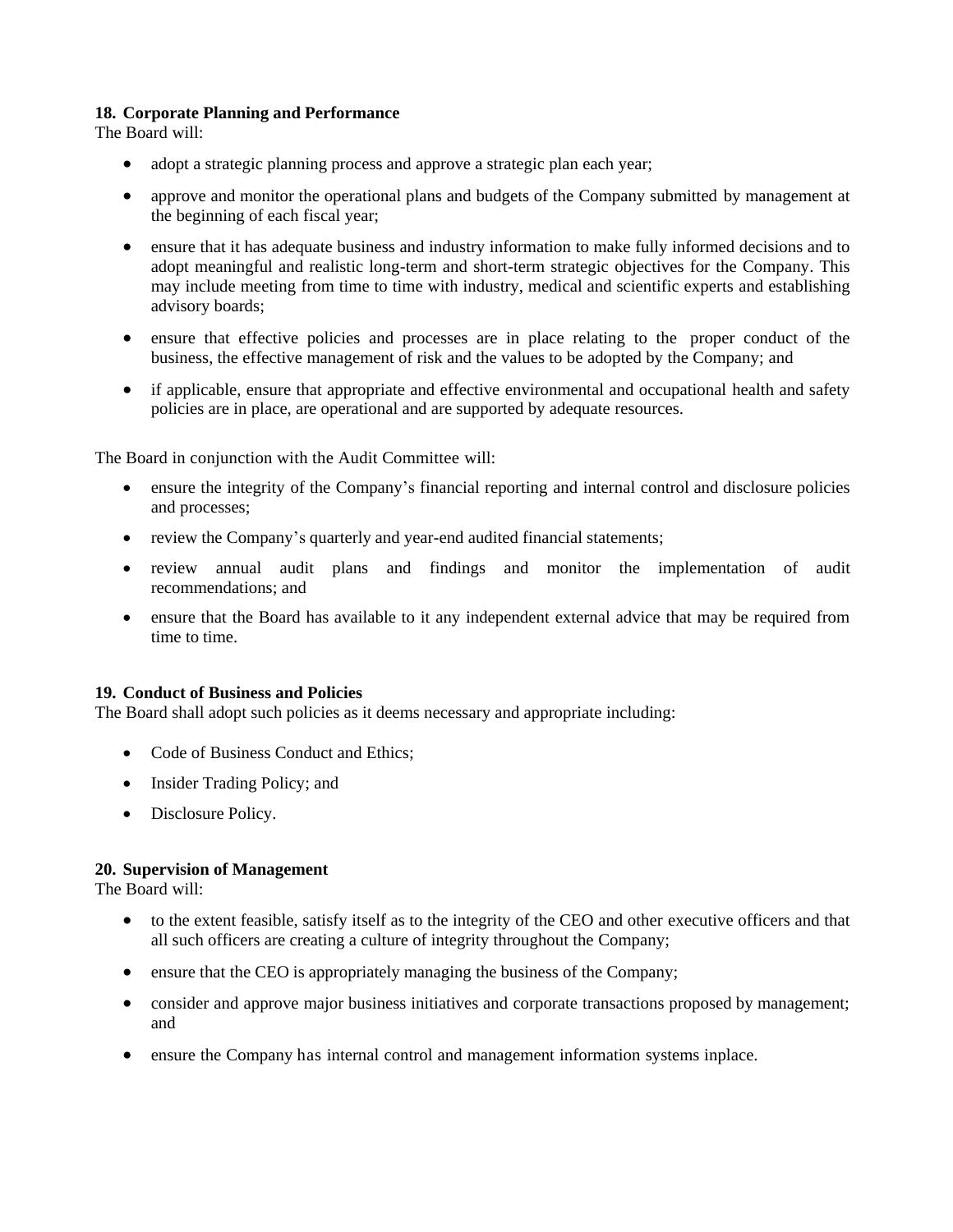**18. Corporate Planning and Performance**

The Board will:

- adopt a strategic planning process and approve a strategic plan each year;
- approve and monitor the operational plans and budgets of the Company submitted by management at the beginning of each fiscal year;
- ensure that it has adequate business and industry information to make fully informed decisions and to adopt meaningful and realistic long-term and short-term strategic objectives for the Company. This may include meeting from time to time with industry, medical and scientific experts and establishing advisory boards;
- ensure that effective policies and processes are in place relating to the proper conduct of the business, the effective management of risk and the values to be adopted by the Company; and
- if applicable, ensure that appropriate and effective environmental and occupational health and safety policies are in place, are operational and are supported by adequate resources.

The Board in conjunction with the Audit Committee will:

- ensure the integrity of the Company's financial reporting and internal control and disclosure policies and processes;
- review the Company's quarterly and year-end audited financial statements;
- review annual audit plans and findings and monitor the implementation of audit recommendations; and
- ensure that the Board has available to it any independent external advice that may be required from time to time.

**19. Conduct of Business and Policies**

The Board shall adopt such policies as it deems necessary and appropriate including:

- Code of Business Conduct and Ethics;
- Insider Trading Policy; and
- Disclosure Policy.

**20. Supervision of Management**

The Board will:

- to the extent feasible, satisfy itself as to the integrity of the CEO and other executive officers and that all such officers are creating a culture of integrity throughout the Company;
- ensure that the CEO is appropriately managing the business of the Company;
- consider and approve major business initiatives and corporate transactions proposed by management; and
- ensure the Company has internal control and management information systems inplace.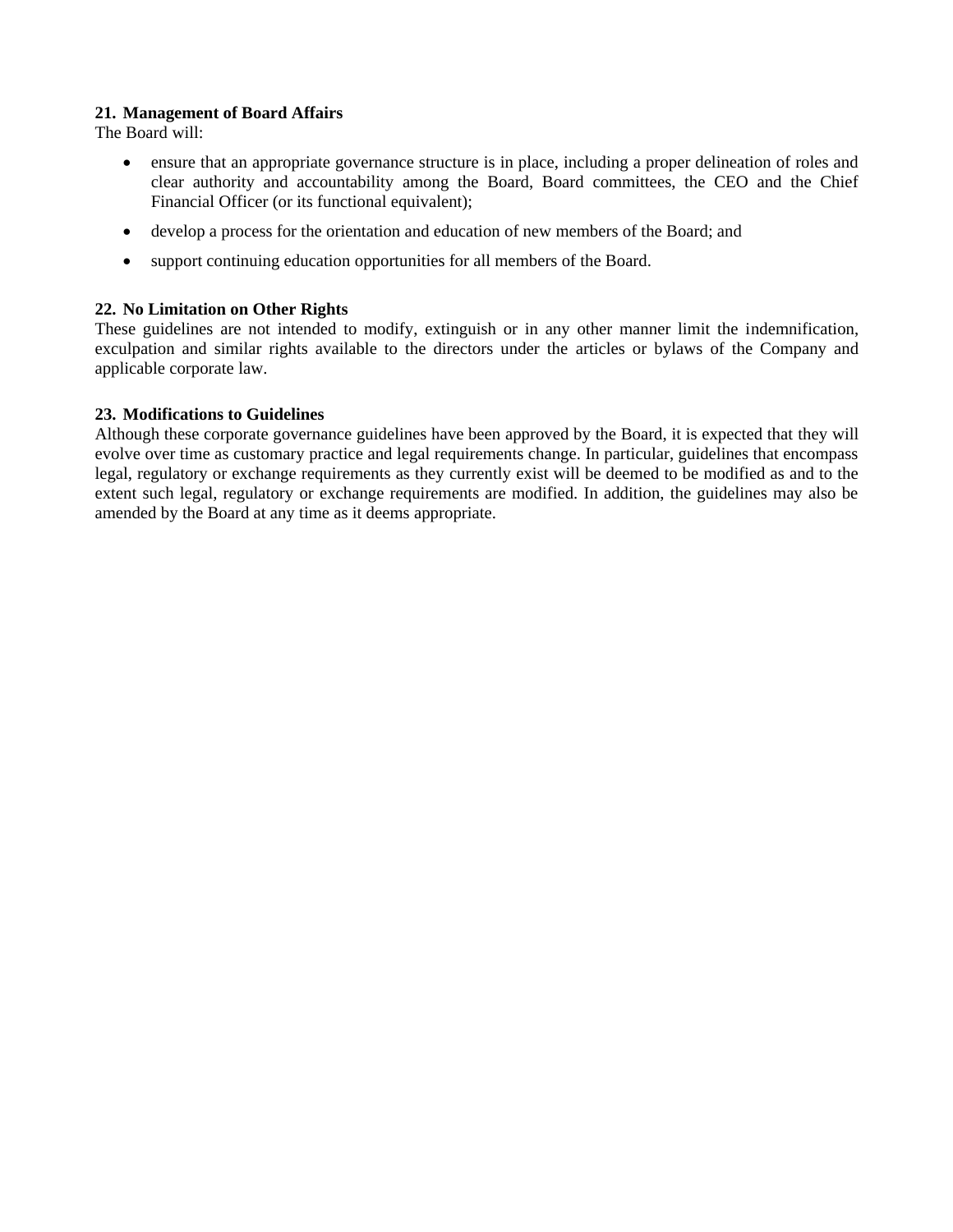**21. Management of Board Affairs**

The Board will:

- ensure that an appropriate governance structure is in place, including a proper delineation of roles and clear authority and accountability among the Board, Board committees, the CEO and the Chief Financial Officer (or its functional equivalent);
- develop a process for the orientation and education of new members of the Board; and
- support continuing education opportunities for all members of the Board.

**22. No Limitation on Other Rights**

These guidelines are not intended to modify, extinguish or in any other manner limit the indemnification, exculpation and similar rights available to the directors under the articles or bylaws of the Company and applicable corporate law.

**23. Modifications to Guidelines**

Although these corporate governance guidelines have been approved by the Board, it is expected that they will evolve over time as customary practice and legal requirements change. In particular, guidelines that encompass legal, regulatory or exchange requirements as they currently exist will be deemed to be modified as and to the extent such legal, regulatory or exchange requirements are modified. In addition, the guidelines may also be amended by the Board at any time as it deems appropriate.